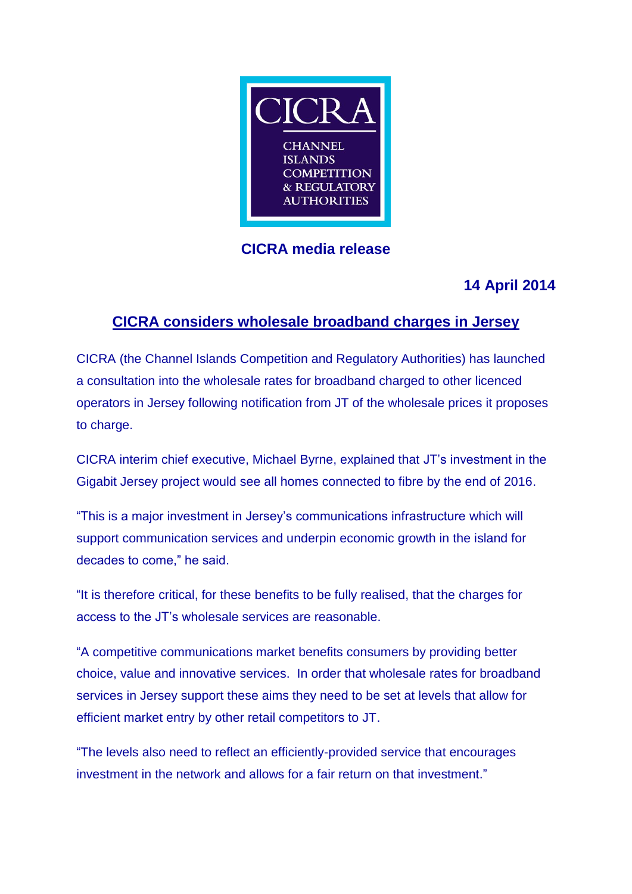CICRA

CHANNEL ISLANDS COMPETITION & REGULATORY AUTHORITIES

**CICRA media release**

**14 April 2014**

## CICRA considers wholesale broadband charges in Jersey

CICRA (the Channel Islands Competition and Regulatory Authorities) has launched a consultation into the wholesale rates for broadband charged to other licenced operators in Jersey following notification from JT of the wholesale prices it proposes to charge.

CICRA interim chief executive, Michael Byrne, explained that JT's investment in the Gigabit Jersey project would see all homes connected to fibre by the end of 2016.

"This is a major investment in Jersey's communications infrastructure which will support communication services and underpin economic growth in the island for decades to come," he said.

"It is therefore critical, for these benefits to be fully realised, that the charges for access to the JT's wholesale services are reasonable.

"A competitive communications market benefits consumers by providing better choice, value and innovative services. In order that wholesale rates for broadband services in Jersey support these aims they need to be set at levels that allow for efficient market entry by other retail competitors to JT.

"The levels also need to reflect an efficiently-provided service that encourages investment in the network and allows for a fair return on that investment."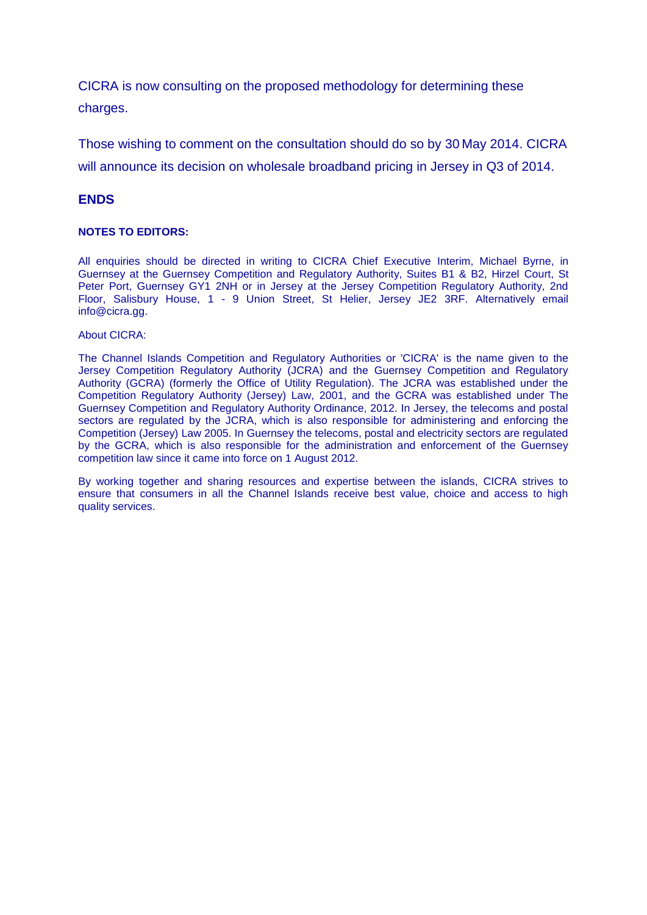CICRA is now consulting on the proposed methodology for determining these charges.

Those wishing to comment on the consultation should do so by 30 May 2014. CICRA will announce its decision on wholesale broadband pricing in Jersey in Q3 of 2014.

**ENDS**

**NOTES TO EDITORS:**

All enquiries should be directed in writing to CICRA Chief Executive Interim, Michael Byrne, in Guernsey at the Guernsey Competition and Regulatory Authority, Suites B1 & B2, Hirzel Court, St Peter Port, Guernsey GY1 2NH or in Jersey at the Jersey Competition Regulatory Authority, 2nd Floor, Salisbury House, 1 - 9 Union Street, St Helier, Jersey JE2 3RF. Alternatively email info@cicra.gg.

About CICRA:

The Channel Islands Competition and Regulatory Authorities or 'CICRA' is the name given to the Jersey Competition Regulatory Authority (JCRA) and the Guernsey Competition and Regulatory Authority (GCRA) (formerly the Office of Utility Regulation). The JCRA was established under the Competition Regulatory Authority (Jersey) Law, 2001, and the GCRA was established under The Guernsey Competition and Regulatory Authority Ordinance, 2012. In Jersey, the telecoms and postal sectors are regulated by the JCRA, which is also responsible for administering and enforcing the Competition (Jersey) Law 2005. In Guernsey the telecoms, postal and electricity sectors are regulated by the GCRA, which is also responsible for the administration and enforcement of the Guernsey competition law since it came into force on 1 August 2012.

By working together and sharing resources and expertise between the islands, CICRA strives to ensure that consumers in all the Channel Islands receive best value, choice and access to high quality services.